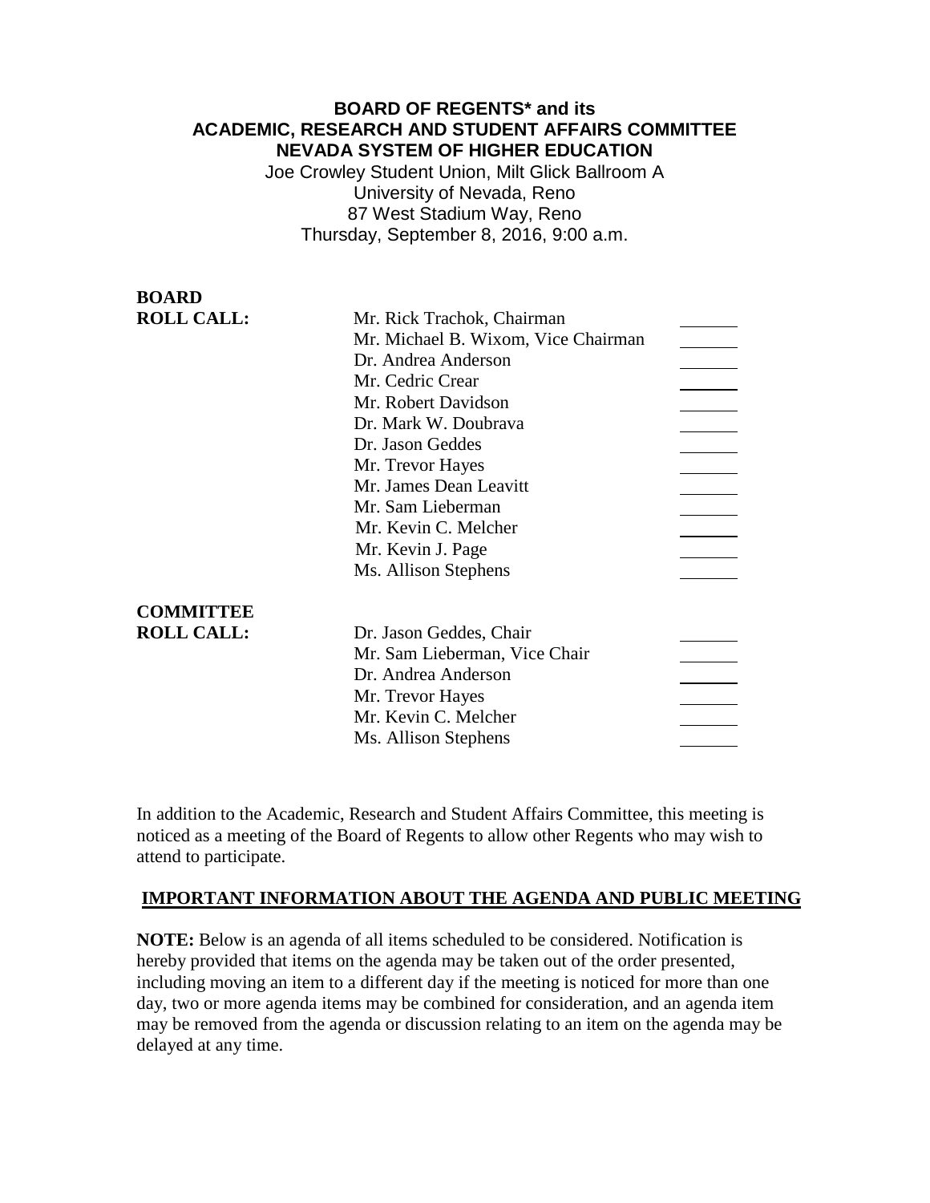# BOARD OF REGENTS* and its ACADEMIC, RESEARCH AND STUDENT AFFAIRS COMMITTEE NEVADA SYSTEM OF HIGHER EDUCATION

Joe Crowley Student Union, Milt Glick Ballroom A
University of Nevada, Reno
87 West Stadium Way, Reno
Thursday, September 8, 2016, 9:00 a.m.

| | | |
|---|---|---|
| **BOARD ROLL CALL:** | Mr. Rick Trachok, Chairman | \_\_\_\_\_\_ |
| | Mr. Michael B. Wixom, Vice Chairman | \_\_\_\_\_\_ |
| | Dr. Andrea Anderson | \_\_\_\_\_\_ |
| | Mr. Cedric Crear | \_\_\_\_\_\_ |
| | Mr. Robert Davidson | \_\_\_\_\_\_ |
| | Dr. Mark W. Doubrava | \_\_\_\_\_\_ |
| | Dr. Jason Geddes | \_\_\_\_\_\_ |
| | Mr. Trevor Hayes | \_\_\_\_\_\_ |
| | Mr. James Dean Leavitt | \_\_\_\_\_\_ |
| | Mr. Sam Lieberman | \_\_\_\_\_\_ |
| | Mr. Kevin C. Melcher | \_\_\_\_\_\_ |
| | Mr. Kevin J. Page | \_\_\_\_\_\_ |
| | Ms. Allison Stephens | \_\_\_\_\_\_ |

| | | |
|---|---|---|
| **COMMITTEE ROLL CALL:** | Dr. Jason Geddes, Chair | \_\_\_\_\_\_ |
| | Mr. Sam Lieberman, Vice Chair | \_\_\_\_\_\_ |
| | Dr. Andrea Anderson | \_\_\_\_\_\_ |
| | Mr. Trevor Hayes | \_\_\_\_\_\_ |
| | Mr. Kevin C. Melcher | \_\_\_\_\_\_ |
| | Ms. Allison Stephens | \_\_\_\_\_\_ |

In addition to the Academic, Research and Student Affairs Committee, this meeting is noticed as a meeting of the Board of Regents to allow other Regents who may wish to attend to participate.

## IMPORTANT INFORMATION ABOUT THE AGENDA AND PUBLIC MEETING

**NOTE:** Below is an agenda of all items scheduled to be considered. Notification is hereby provided that items on the agenda may be taken out of the order presented, including moving an item to a different day if the meeting is noticed for more than one day, two or more agenda items may be combined for consideration, and an agenda item may be removed from the agenda or discussion relating to an item on the agenda may be delayed at any time.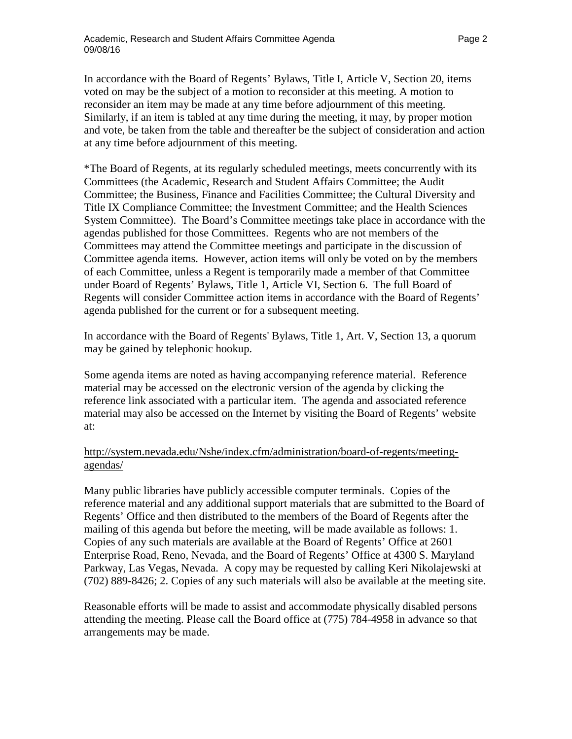In accordance with the Board of Regents' Bylaws, Title I, Article V, Section 20, items voted on may be the subject of a motion to reconsider at this meeting. A motion to reconsider an item may be made at any time before adjournment of this meeting. Similarly, if an item is tabled at any time during the meeting, it may, by proper motion and vote, be taken from the table and thereafter be the subject of consideration and action at any time before adjournment of this meeting.

*The Board of Regents, at its regularly scheduled meetings, meets concurrently with its Committees (the Academic, Research and Student Affairs Committee; the Audit Committee; the Business, Finance and Facilities Committee; the Cultural Diversity and Title IX Compliance Committee; the Investment Committee; and the Health Sciences System Committee). The Board's Committee meetings take place in accordance with the agendas published for those Committees. Regents who are not members of the Committees may attend the Committee meetings and participate in the discussion of Committee agenda items. However, action items will only be voted on by the members of each Committee, unless a Regent is temporarily made a member of that Committee under Board of Regents' Bylaws, Title 1, Article VI, Section 6. The full Board of Regents will consider Committee action items in accordance with the Board of Regents' agenda published for the current or for a subsequent meeting.

In accordance with the Board of Regents' Bylaws, Title 1, Art. V, Section 13, a quorum may be gained by telephonic hookup.

Some agenda items are noted as having accompanying reference material. Reference material may be accessed on the electronic version of the agenda by clicking the reference link associated with a particular item. The agenda and associated reference material may also be accessed on the Internet by visiting the Board of Regents' website at:

http://system.nevada.edu/Nshe/index.cfm/administration/board-of-regents/meeting-agendas/

Many public libraries have publicly accessible computer terminals. Copies of the reference material and any additional support materials that are submitted to the Board of Regents' Office and then distributed to the members of the Board of Regents after the mailing of this agenda but before the meeting, will be made available as follows: 1. Copies of any such materials are available at the Board of Regents' Office at 2601 Enterprise Road, Reno, Nevada, and the Board of Regents' Office at 4300 S. Maryland Parkway, Las Vegas, Nevada. A copy may be requested by calling Keri Nikolajewski at (702) 889-8426; 2. Copies of any such materials will also be available at the meeting site.

Reasonable efforts will be made to assist and accommodate physically disabled persons attending the meeting. Please call the Board office at (775) 784-4958 in advance so that arrangements may be made.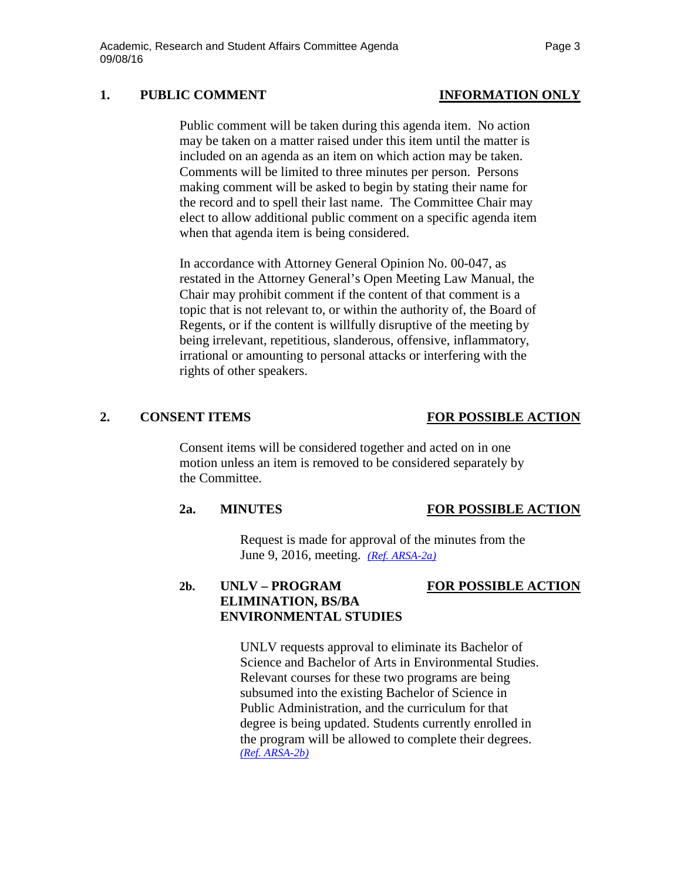## 1. PUBLIC COMMENT — INFORMATION ONLY

Public comment will be taken during this agenda item. No action may be taken on a matter raised under this item until the matter is included on an agenda as an item on which action may be taken. Comments will be limited to three minutes per person. Persons making comment will be asked to begin by stating their name for the record and to spell their last name. The Committee Chair may elect to allow additional public comment on a specific agenda item when that agenda item is being considered.

In accordance with Attorney General Opinion No. 00-047, as restated in the Attorney General's Open Meeting Law Manual, the Chair may prohibit comment if the content of that comment is a topic that is not relevant to, or within the authority of, the Board of Regents, or if the content is willfully disruptive of the meeting by being irrelevant, repetitious, slanderous, offensive, inflammatory, irrational or amounting to personal attacks or interfering with the rights of other speakers.

## 2. CONSENT ITEMS — FOR POSSIBLE ACTION

Consent items will be considered together and acted on in one motion unless an item is removed to be considered separately by the Committee.

### 2a. MINUTES — FOR POSSIBLE ACTION

Request is made for approval of the minutes from the June 9, 2016, meeting. *(Ref. ARSA-2a)*

### 2b. UNLV – PROGRAM ELIMINATION, BS/BA ENVIRONMENTAL STUDIES — FOR POSSIBLE ACTION

UNLV requests approval to eliminate its Bachelor of Science and Bachelor of Arts in Environmental Studies. Relevant courses for these two programs are being subsumed into the existing Bachelor of Science in Public Administration, and the curriculum for that degree is being updated. Students currently enrolled in the program will be allowed to complete their degrees. *(Ref. ARSA-2b)*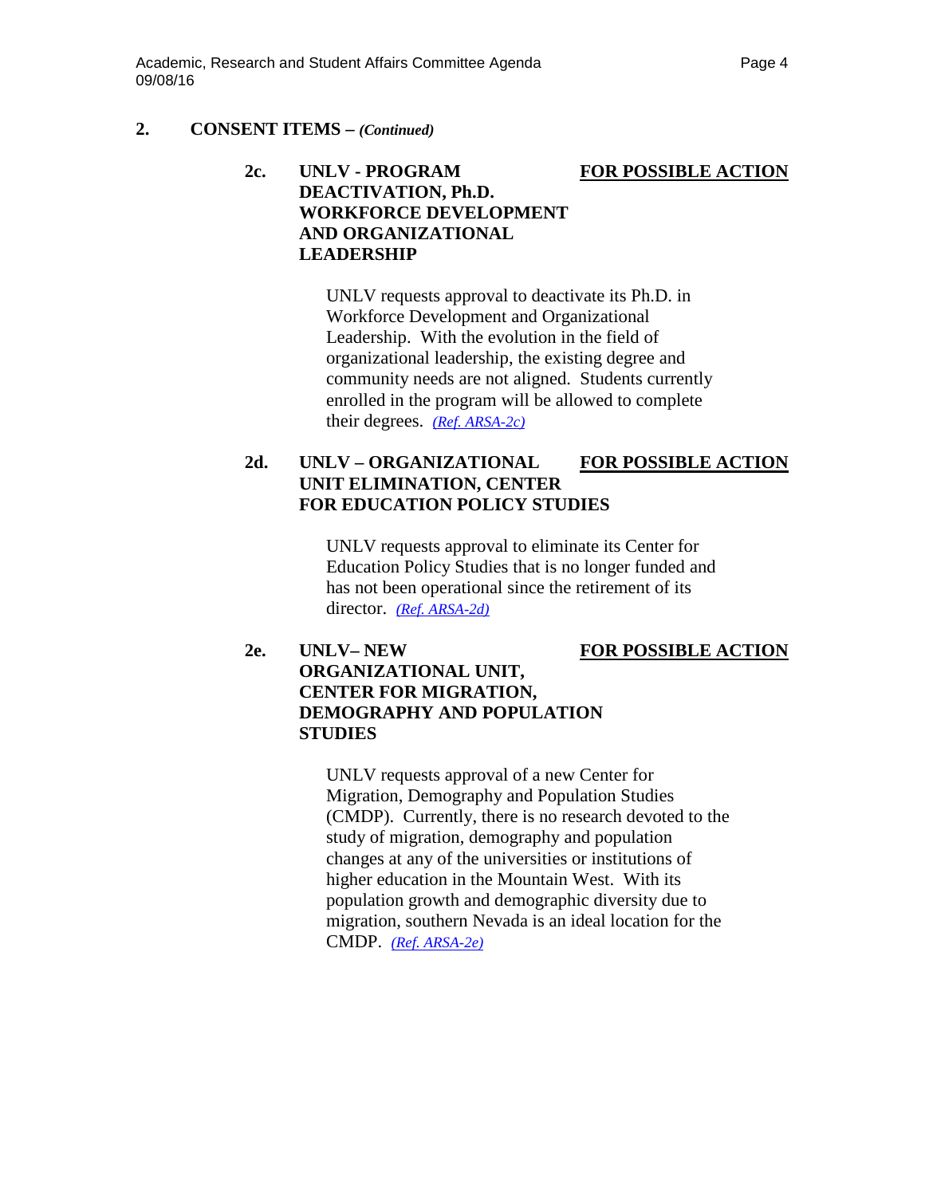## 2. CONSENT ITEMS – *(Continued)*

### 2c. UNLV - PROGRAM DEACTIVATION, Ph.D. WORKFORCE DEVELOPMENT AND ORGANIZATIONAL LEADERSHIP

**FOR POSSIBLE ACTION**

UNLV requests approval to deactivate its Ph.D. in Workforce Development and Organizational Leadership. With the evolution in the field of organizational leadership, the existing degree and community needs are not aligned. Students currently enrolled in the program will be allowed to complete their degrees. *(Ref. ARSA-2c)*

### 2d. UNLV – ORGANIZATIONAL UNIT ELIMINATION, CENTER FOR EDUCATION POLICY STUDIES

**FOR POSSIBLE ACTION**

UNLV requests approval to eliminate its Center for Education Policy Studies that is no longer funded and has not been operational since the retirement of its director. *(Ref. ARSA-2d)*

### 2e. UNLV– NEW ORGANIZATIONAL UNIT, CENTER FOR MIGRATION, DEMOGRAPHY AND POPULATION STUDIES

**FOR POSSIBLE ACTION**

UNLV requests approval of a new Center for Migration, Demography and Population Studies (CMDP). Currently, there is no research devoted to the study of migration, demography and population changes at any of the universities or institutions of higher education in the Mountain West. With its population growth and demographic diversity due to migration, southern Nevada is an ideal location for the CMDP. *(Ref. ARSA-2e)*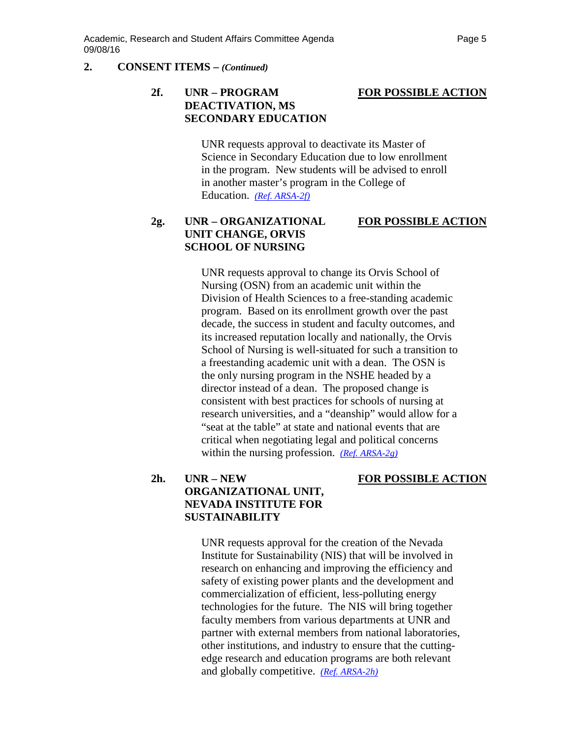## 2. CONSENT ITEMS – *(Continued)*

### 2f. UNR – PROGRAM DEACTIVATION, MS SECONDARY EDUCATION

**FOR POSSIBLE ACTION**

UNR requests approval to deactivate its Master of Science in Secondary Education due to low enrollment in the program. New students will be advised to enroll in another master's program in the College of Education. *(Ref. ARSA-2f)*

### 2g. UNR – ORGANIZATIONAL UNIT CHANGE, ORVIS SCHOOL OF NURSING

**FOR POSSIBLE ACTION**

UNR requests approval to change its Orvis School of Nursing (OSN) from an academic unit within the Division of Health Sciences to a free-standing academic program. Based on its enrollment growth over the past decade, the success in student and faculty outcomes, and its increased reputation locally and nationally, the Orvis School of Nursing is well-situated for such a transition to a freestanding academic unit with a dean. The OSN is the only nursing program in the NSHE headed by a director instead of a dean. The proposed change is consistent with best practices for schools of nursing at research universities, and a "deanship" would allow for a "seat at the table" at state and national events that are critical when negotiating legal and political concerns within the nursing profession. *(Ref. ARSA-2g)*

### 2h. UNR – NEW ORGANIZATIONAL UNIT, NEVADA INSTITUTE FOR SUSTAINABILITY

**FOR POSSIBLE ACTION**

UNR requests approval for the creation of the Nevada Institute for Sustainability (NIS) that will be involved in research on enhancing and improving the efficiency and safety of existing power plants and the development and commercialization of efficient, less-polluting energy technologies for the future. The NIS will bring together faculty members from various departments at UNR and partner with external members from national laboratories, other institutions, and industry to ensure that the cutting-edge research and education programs are both relevant and globally competitive. *(Ref. ARSA-2h)*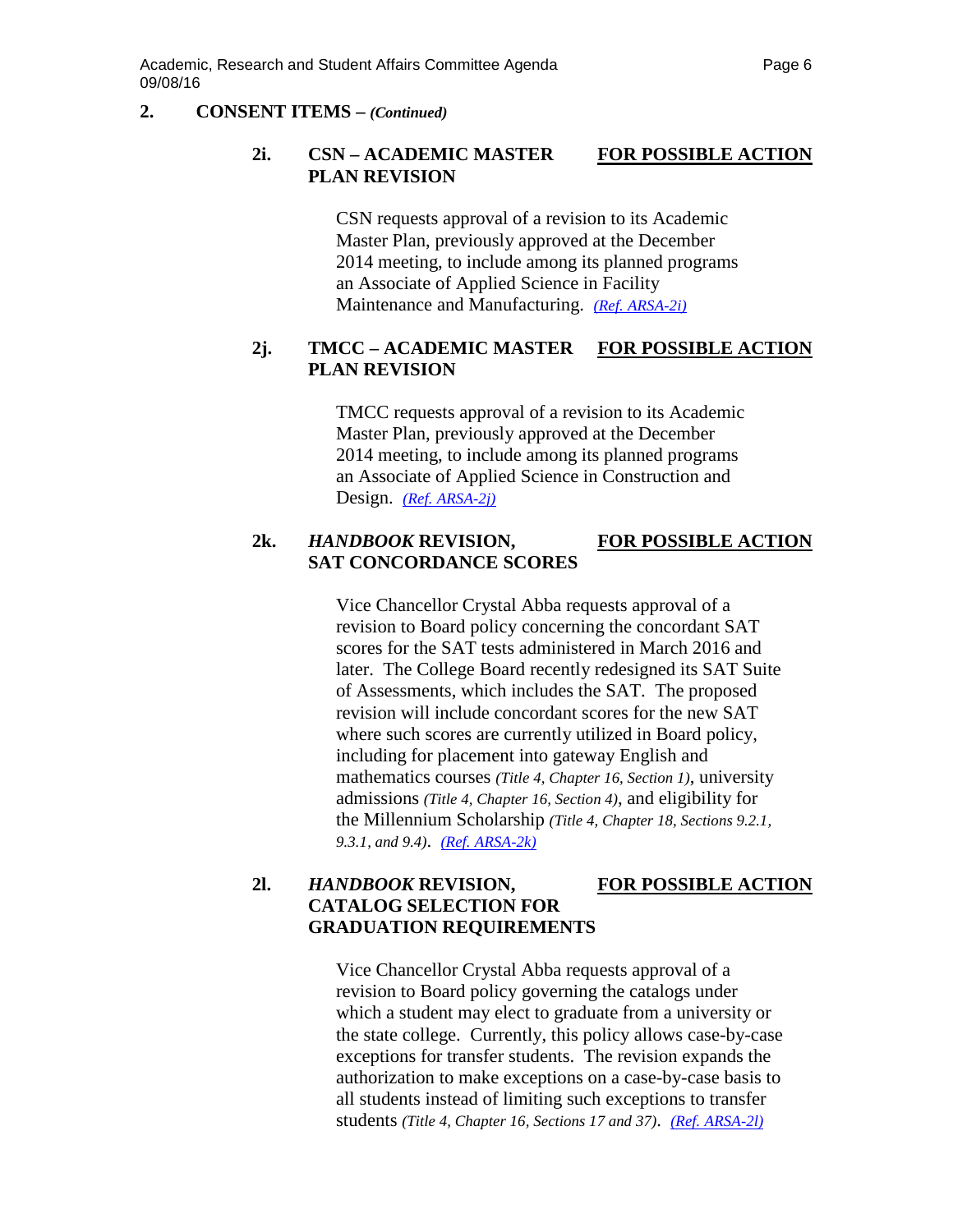## 2. CONSENT ITEMS – *(Continued)*

### 2i. CSN – ACADEMIC MASTER PLAN REVISION — <u>FOR POSSIBLE ACTION</u>

CSN requests approval of a revision to its Academic Master Plan, previously approved at the December 2014 meeting, to include among its planned programs an Associate of Applied Science in Facility Maintenance and Manufacturing. *(Ref. ARSA-2i)*

### 2j. TMCC – ACADEMIC MASTER PLAN REVISION — <u>FOR POSSIBLE ACTION</u>

TMCC requests approval of a revision to its Academic Master Plan, previously approved at the December 2014 meeting, to include among its planned programs an Associate of Applied Science in Construction and Design. *(Ref. ARSA-2j)*

### 2k. *HANDBOOK* REVISION, SAT CONCORDANCE SCORES — <u>FOR POSSIBLE ACTION</u>

Vice Chancellor Crystal Abba requests approval of a revision to Board policy concerning the concordant SAT scores for the SAT tests administered in March 2016 and later. The College Board recently redesigned its SAT Suite of Assessments, which includes the SAT. The proposed revision will include concordant scores for the new SAT where such scores are currently utilized in Board policy, including for placement into gateway English and mathematics courses *(Title 4, Chapter 16, Section 1)*, university admissions *(Title 4, Chapter 16, Section 4)*, and eligibility for the Millennium Scholarship *(Title 4, Chapter 18, Sections 9.2.1, 9.3.1, and 9.4)*. *(Ref. ARSA-2k)*

### 2l. *HANDBOOK* REVISION, CATALOG SELECTION FOR GRADUATION REQUIREMENTS — <u>FOR POSSIBLE ACTION</u>

Vice Chancellor Crystal Abba requests approval of a revision to Board policy governing the catalogs under which a student may elect to graduate from a university or the state college. Currently, this policy allows case-by-case exceptions for transfer students. The revision expands the authorization to make exceptions on a case-by-case basis to all students instead of limiting such exceptions to transfer students *(Title 4, Chapter 16, Sections 17 and 37)*. *(Ref. ARSA-2l)*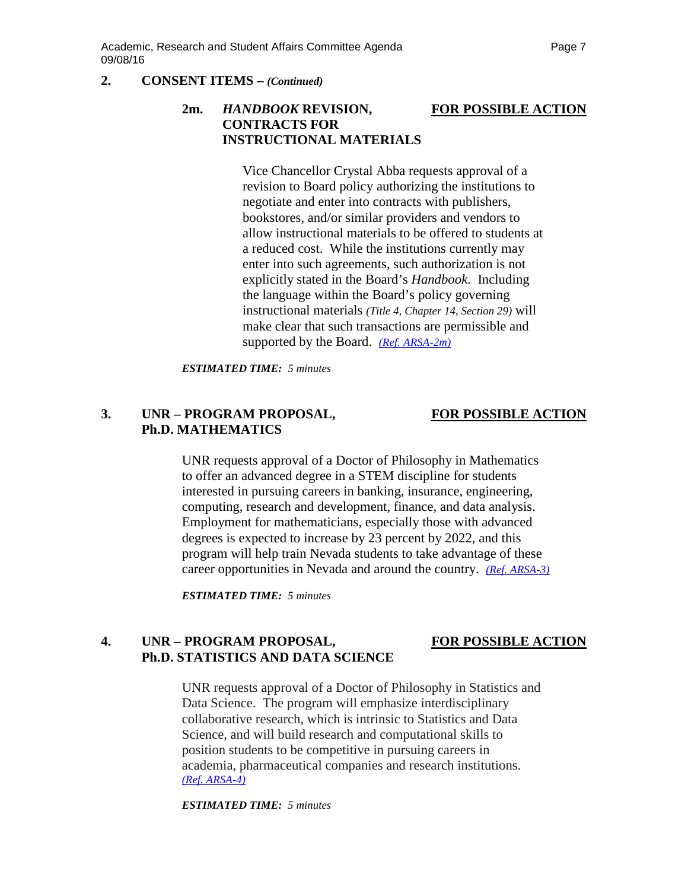## 2. CONSENT ITEMS – *(Continued)*

### 2m. *HANDBOOK* REVISION, CONTRACTS FOR INSTRUCTIONAL MATERIALS

**FOR POSSIBLE ACTION**

Vice Chancellor Crystal Abba requests approval of a revision to Board policy authorizing the institutions to negotiate and enter into contracts with publishers, bookstores, and/or similar providers and vendors to allow instructional materials to be offered to students at a reduced cost. While the institutions currently may enter into such agreements, such authorization is not explicitly stated in the Board's *Handbook*. Including the language within the Board's policy governing instructional materials *(Title 4, Chapter 14, Section 29)* will make clear that such transactions are permissible and supported by the Board. *(Ref. ARSA-2m)*

***ESTIMATED TIME:*** *5 minutes*

## 3. UNR – PROGRAM PROPOSAL, Ph.D. MATHEMATICS

**FOR POSSIBLE ACTION**

UNR requests approval of a Doctor of Philosophy in Mathematics to offer an advanced degree in a STEM discipline for students interested in pursuing careers in banking, insurance, engineering, computing, research and development, finance, and data analysis. Employment for mathematicians, especially those with advanced degrees is expected to increase by 23 percent by 2022, and this program will help train Nevada students to take advantage of these career opportunities in Nevada and around the country. *(Ref. ARSA-3)*

***ESTIMATED TIME:*** *5 minutes*

## 4. UNR – PROGRAM PROPOSAL, Ph.D. STATISTICS AND DATA SCIENCE

**FOR POSSIBLE ACTION**

UNR requests approval of a Doctor of Philosophy in Statistics and Data Science. The program will emphasize interdisciplinary collaborative research, which is intrinsic to Statistics and Data Science, and will build research and computational skills to position students to be competitive in pursuing careers in academia, pharmaceutical companies and research institutions. *(Ref. ARSA-4)*

***ESTIMATED TIME:*** *5 minutes*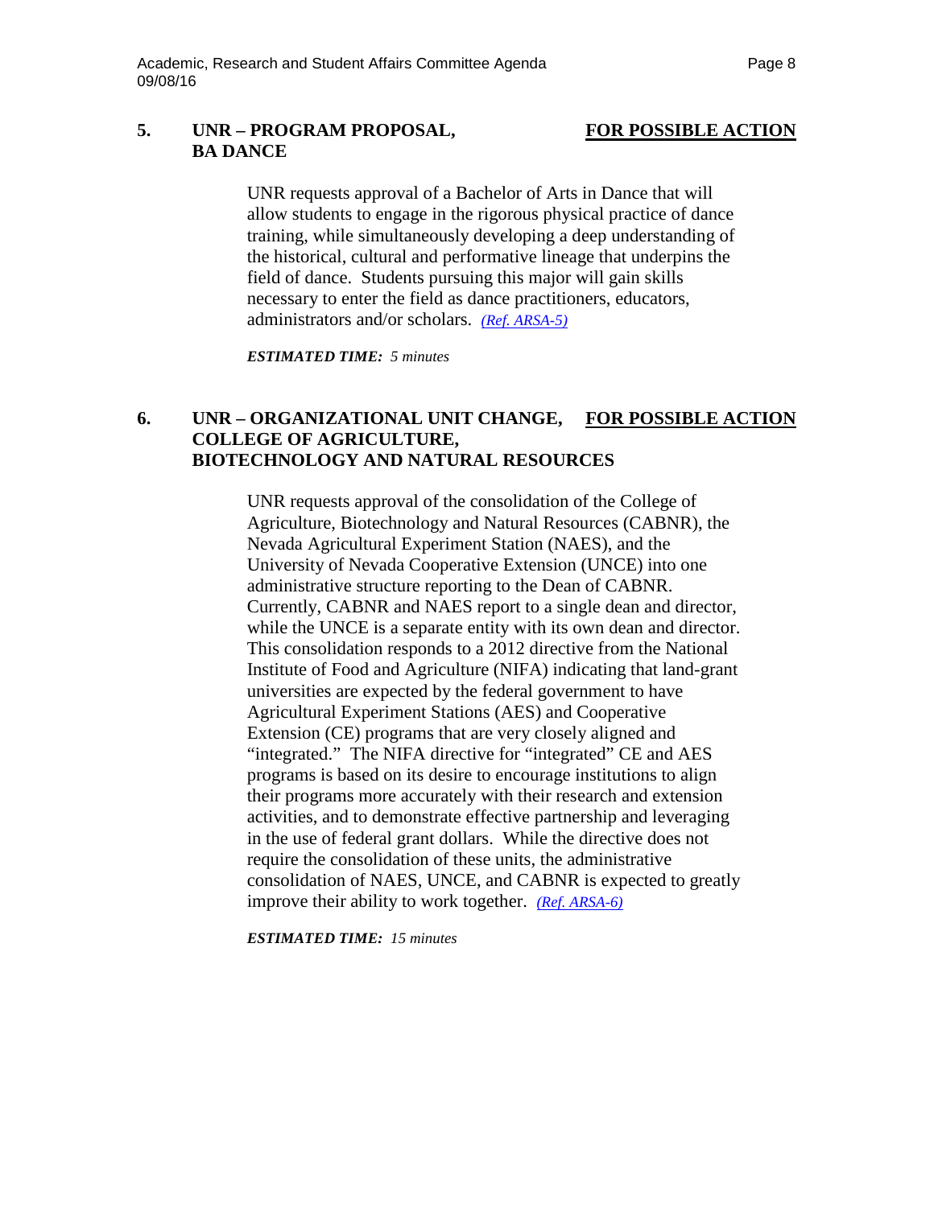## 5. UNR – PROGRAM PROPOSAL, BA DANCE

**FOR POSSIBLE ACTION**

UNR requests approval of a Bachelor of Arts in Dance that will allow students to engage in the rigorous physical practice of dance training, while simultaneously developing a deep understanding of the historical, cultural and performative lineage that underpins the field of dance. Students pursuing this major will gain skills necessary to enter the field as dance practitioners, educators, administrators and/or scholars. *(Ref. ARSA-5)*

***ESTIMATED TIME:*** *5 minutes*

## 6. UNR – ORGANIZATIONAL UNIT CHANGE, COLLEGE OF AGRICULTURE, BIOTECHNOLOGY AND NATURAL RESOURCES

**FOR POSSIBLE ACTION**

UNR requests approval of the consolidation of the College of Agriculture, Biotechnology and Natural Resources (CABNR), the Nevada Agricultural Experiment Station (NAES), and the University of Nevada Cooperative Extension (UNCE) into one administrative structure reporting to the Dean of CABNR. Currently, CABNR and NAES report to a single dean and director, while the UNCE is a separate entity with its own dean and director. This consolidation responds to a 2012 directive from the National Institute of Food and Agriculture (NIFA) indicating that land-grant universities are expected by the federal government to have Agricultural Experiment Stations (AES) and Cooperative Extension (CE) programs that are very closely aligned and "integrated." The NIFA directive for "integrated" CE and AES programs is based on its desire to encourage institutions to align their programs more accurately with their research and extension activities, and to demonstrate effective partnership and leveraging in the use of federal grant dollars. While the directive does not require the consolidation of these units, the administrative consolidation of NAES, UNCE, and CABNR is expected to greatly improve their ability to work together. *(Ref. ARSA-6)*

***ESTIMATED TIME:*** *15 minutes*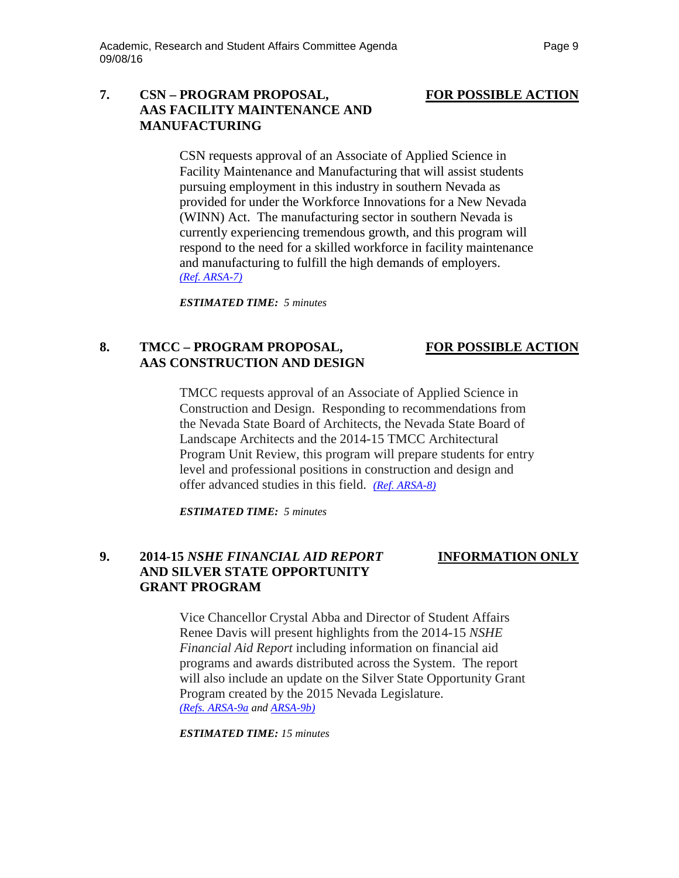### 7. CSN – PROGRAM PROPOSAL, AAS FACILITY MAINTENANCE AND MANUFACTURING — FOR POSSIBLE ACTION

CSN requests approval of an Associate of Applied Science in Facility Maintenance and Manufacturing that will assist students pursuing employment in this industry in southern Nevada as provided for under the Workforce Innovations for a New Nevada (WINN) Act. The manufacturing sector in southern Nevada is currently experiencing tremendous growth, and this program will respond to the need for a skilled workforce in facility maintenance and manufacturing to fulfill the high demands of employers. *(Ref. ARSA-7)*

***ESTIMATED TIME:*** *5 minutes*

### 8. TMCC – PROGRAM PROPOSAL, AAS CONSTRUCTION AND DESIGN — FOR POSSIBLE ACTION

TMCC requests approval of an Associate of Applied Science in Construction and Design. Responding to recommendations from the Nevada State Board of Architects, the Nevada State Board of Landscape Architects and the 2014-15 TMCC Architectural Program Unit Review, this program will prepare students for entry level and professional positions in construction and design and offer advanced studies in this field. *(Ref. ARSA-8)*

***ESTIMATED TIME:*** *5 minutes*

### 9. 2014-15 *NSHE FINANCIAL AID REPORT* AND SILVER STATE OPPORTUNITY GRANT PROGRAM — INFORMATION ONLY

Vice Chancellor Crystal Abba and Director of Student Affairs Renee Davis will present highlights from the 2014-15 *NSHE Financial Aid Report* including information on financial aid programs and awards distributed across the System. The report will also include an update on the Silver State Opportunity Grant Program created by the 2015 Nevada Legislature. *(Refs. ARSA-9a and ARSA-9b)*

***ESTIMATED TIME:*** *15 minutes*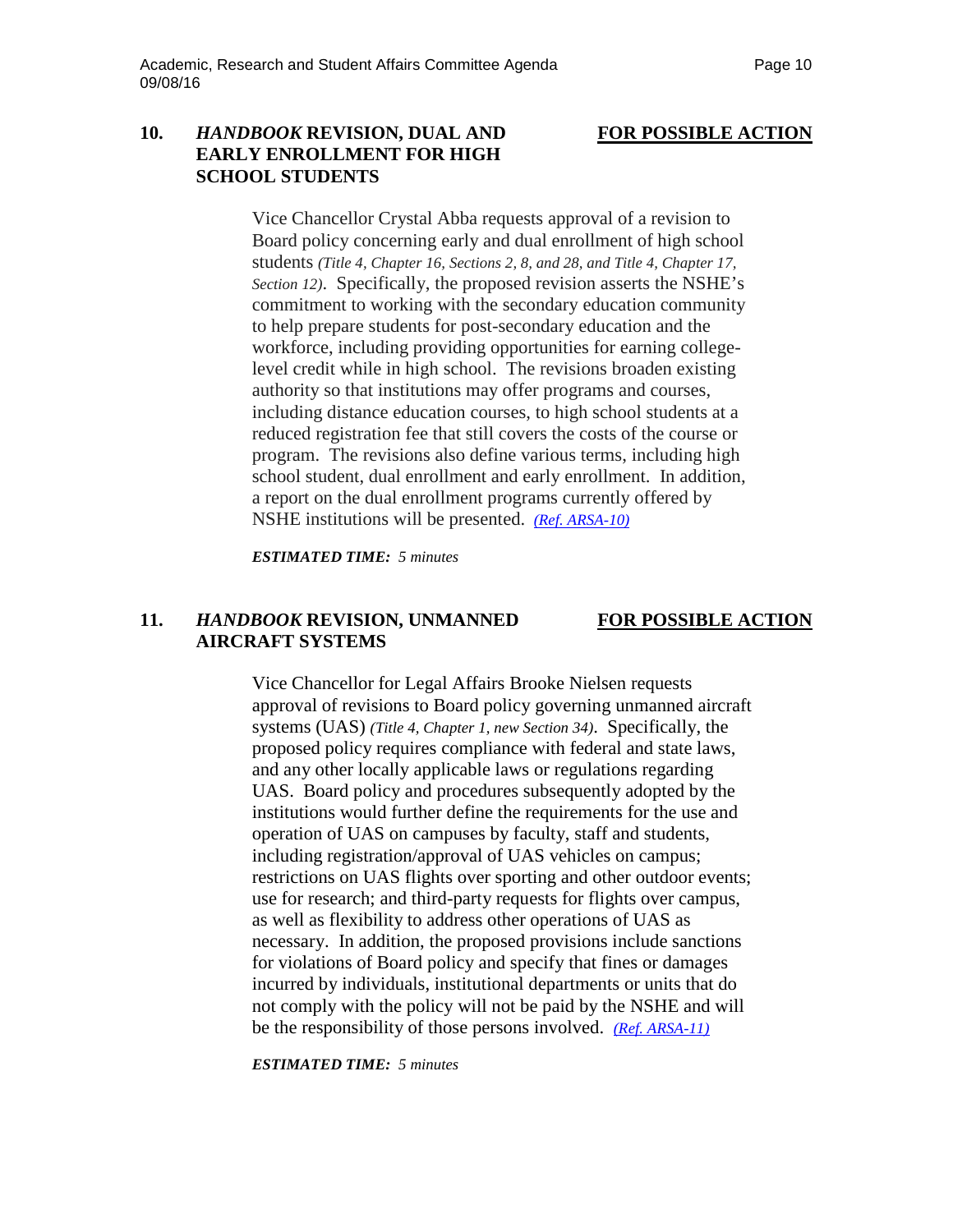## 10. *HANDBOOK* REVISION, DUAL AND EARLY ENROLLMENT FOR HIGH SCHOOL STUDENTS

**FOR POSSIBLE ACTION**

Vice Chancellor Crystal Abba requests approval of a revision to Board policy concerning early and dual enrollment of high school students *(Title 4, Chapter 16, Sections 2, 8, and 28, and Title 4, Chapter 17, Section 12)*. Specifically, the proposed revision asserts the NSHE's commitment to working with the secondary education community to help prepare students for post-secondary education and the workforce, including providing opportunities for earning college-level credit while in high school. The revisions broaden existing authority so that institutions may offer programs and courses, including distance education courses, to high school students at a reduced registration fee that still covers the costs of the course or program. The revisions also define various terms, including high school student, dual enrollment and early enrollment. In addition, a report on the dual enrollment programs currently offered by NSHE institutions will be presented. *(Ref. ARSA-10)*

***ESTIMATED TIME:*** *5 minutes*

## 11. *HANDBOOK* REVISION, UNMANNED AIRCRAFT SYSTEMS

**FOR POSSIBLE ACTION**

Vice Chancellor for Legal Affairs Brooke Nielsen requests approval of revisions to Board policy governing unmanned aircraft systems (UAS) *(Title 4, Chapter 1, new Section 34)*. Specifically, the proposed policy requires compliance with federal and state laws, and any other locally applicable laws or regulations regarding UAS. Board policy and procedures subsequently adopted by the institutions would further define the requirements for the use and operation of UAS on campuses by faculty, staff and students, including registration/approval of UAS vehicles on campus; restrictions on UAS flights over sporting and other outdoor events; use for research; and third-party requests for flights over campus, as well as flexibility to address other operations of UAS as necessary. In addition, the proposed provisions include sanctions for violations of Board policy and specify that fines or damages incurred by individuals, institutional departments or units that do not comply with the policy will not be paid by the NSHE and will be the responsibility of those persons involved. *(Ref. ARSA-11)*

***ESTIMATED TIME:*** *5 minutes*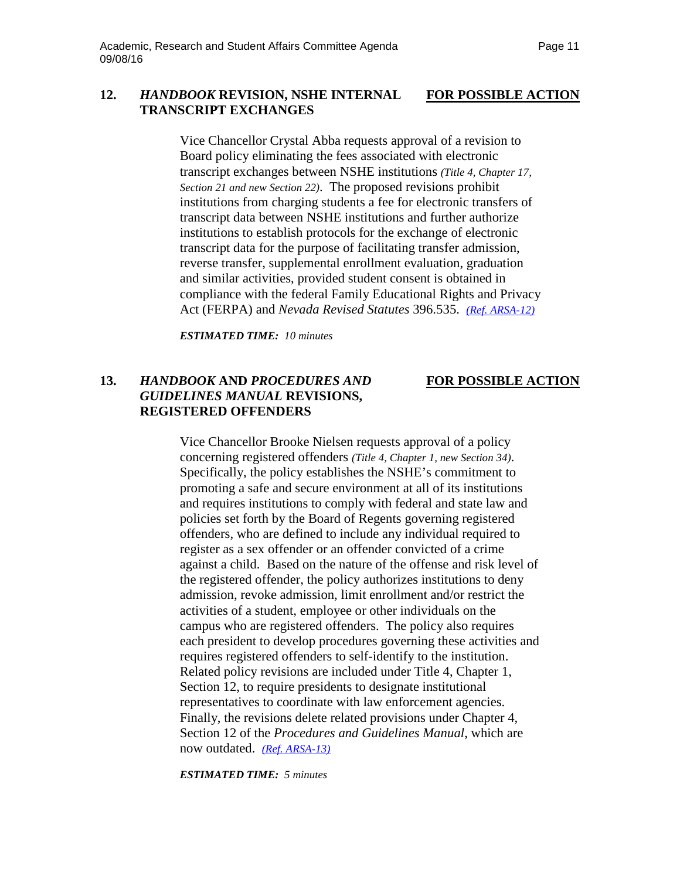## 12. *HANDBOOK* REVISION, NSHE INTERNAL TRANSCRIPT EXCHANGES — <u>FOR POSSIBLE ACTION</u>

Vice Chancellor Crystal Abba requests approval of a revision to Board policy eliminating the fees associated with electronic transcript exchanges between NSHE institutions *(Title 4, Chapter 17, Section 21 and new Section 22)*. The proposed revisions prohibit institutions from charging students a fee for electronic transfers of transcript data between NSHE institutions and further authorize institutions to establish protocols for the exchange of electronic transcript data for the purpose of facilitating transfer admission, reverse transfer, supplemental enrollment evaluation, graduation and similar activities, provided student consent is obtained in compliance with the federal Family Educational Rights and Privacy Act (FERPA) and *Nevada Revised Statutes* 396.535. *(Ref. ARSA-12)*

***ESTIMATED TIME:*** *10 minutes*

## 13. *HANDBOOK* AND *PROCEDURES AND GUIDELINES MANUAL* REVISIONS, REGISTERED OFFENDERS — <u>FOR POSSIBLE ACTION</u>

Vice Chancellor Brooke Nielsen requests approval of a policy concerning registered offenders *(Title 4, Chapter 1, new Section 34)*. Specifically, the policy establishes the NSHE's commitment to promoting a safe and secure environment at all of its institutions and requires institutions to comply with federal and state law and policies set forth by the Board of Regents governing registered offenders, who are defined to include any individual required to register as a sex offender or an offender convicted of a crime against a child. Based on the nature of the offense and risk level of the registered offender, the policy authorizes institutions to deny admission, revoke admission, limit enrollment and/or restrict the activities of a student, employee or other individuals on the campus who are registered offenders. The policy also requires each president to develop procedures governing these activities and requires registered offenders to self-identify to the institution. Related policy revisions are included under Title 4, Chapter 1, Section 12, to require presidents to designate institutional representatives to coordinate with law enforcement agencies. Finally, the revisions delete related provisions under Chapter 4, Section 12 of the *Procedures and Guidelines Manual*, which are now outdated. *(Ref. ARSA-13)*

***ESTIMATED TIME:*** *5 minutes*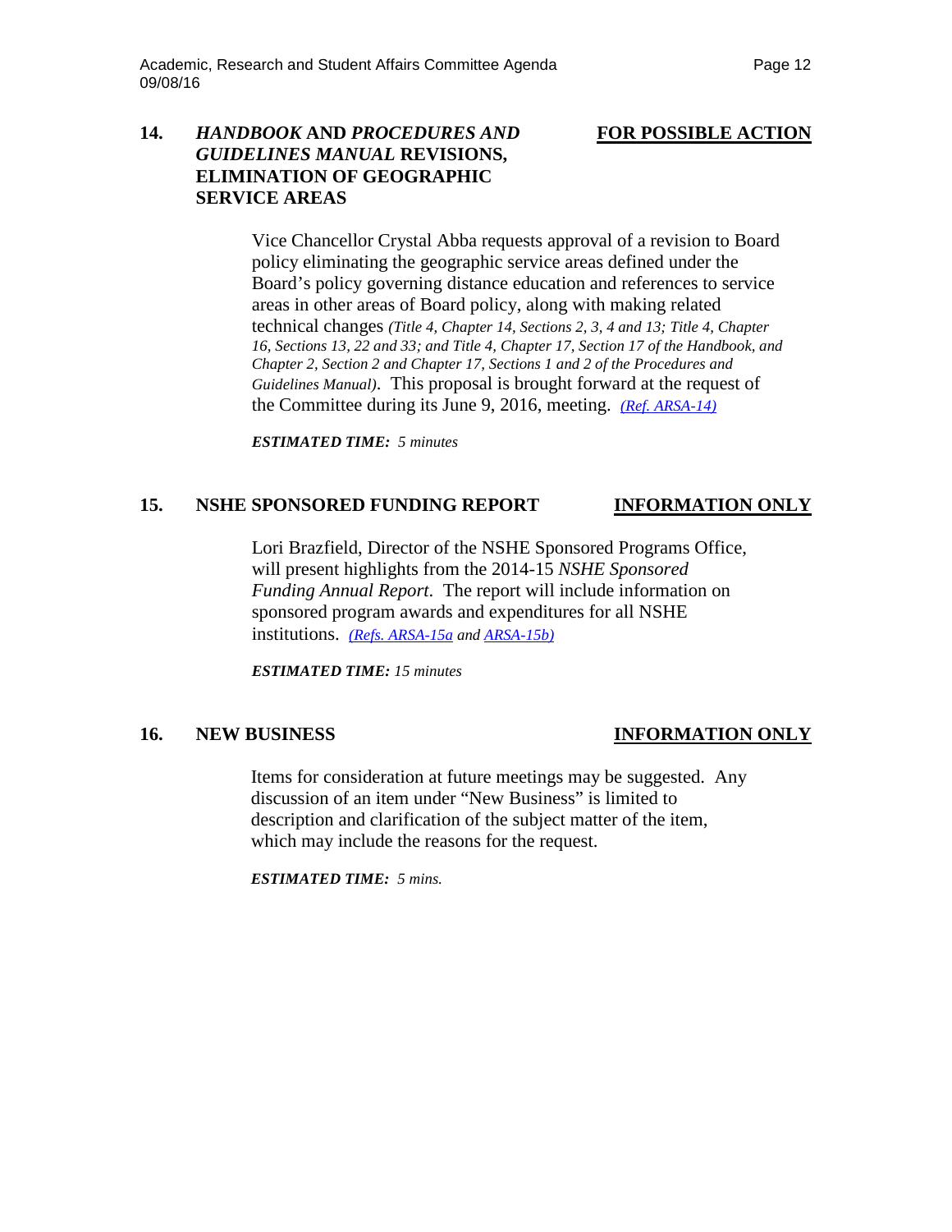## 14. *HANDBOOK* AND *PROCEDURES AND GUIDELINES MANUAL* REVISIONS, ELIMINATION OF GEOGRAPHIC SERVICE AREAS

**FOR POSSIBLE ACTION**

Vice Chancellor Crystal Abba requests approval of a revision to Board policy eliminating the geographic service areas defined under the Board's policy governing distance education and references to service areas in other areas of Board policy, along with making related technical changes *(Title 4, Chapter 14, Sections 2, 3, 4 and 13; Title 4, Chapter 16, Sections 13, 22 and 33; and Title 4, Chapter 17, Section 17 of the Handbook, and Chapter 2, Section 2 and Chapter 17, Sections 1 and 2 of the Procedures and Guidelines Manual)*. This proposal is brought forward at the request of the Committee during its June 9, 2016, meeting. *(Ref. ARSA-14)*

***ESTIMATED TIME:** 5 minutes*

## 15. NSHE SPONSORED FUNDING REPORT

**INFORMATION ONLY**

Lori Brazfield, Director of the NSHE Sponsored Programs Office, will present highlights from the 2014-15 *NSHE Sponsored Funding Annual Report*. The report will include information on sponsored program awards and expenditures for all NSHE institutions. *(Refs. ARSA-15a and ARSA-15b)*

***ESTIMATED TIME:** 15 minutes*

## 16. NEW BUSINESS

**INFORMATION ONLY**

Items for consideration at future meetings may be suggested. Any discussion of an item under "New Business" is limited to description and clarification of the subject matter of the item, which may include the reasons for the request.

***ESTIMATED TIME:** 5 mins.*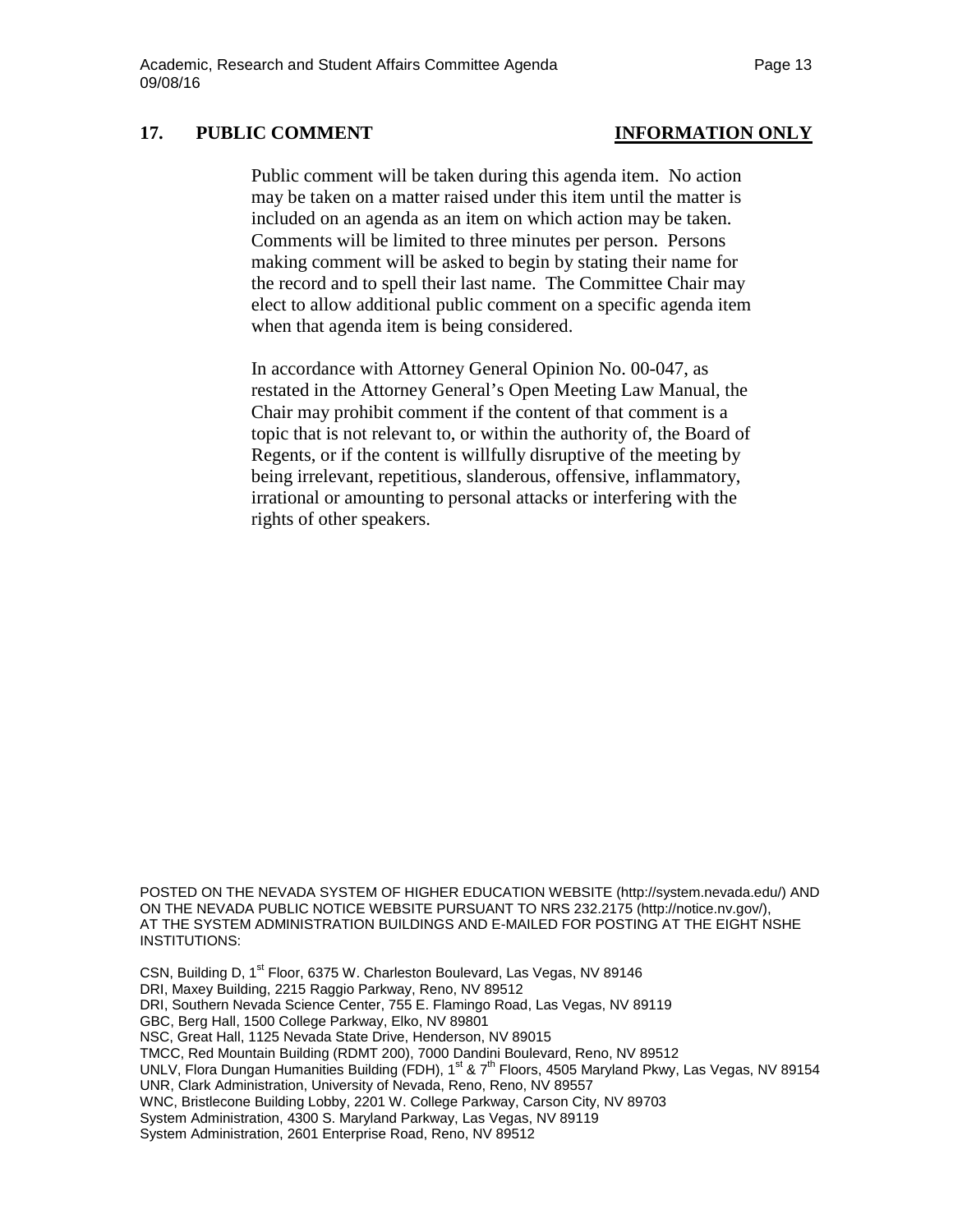## 17. PUBLIC COMMENT — INFORMATION ONLY

Public comment will be taken during this agenda item. No action may be taken on a matter raised under this item until the matter is included on an agenda as an item on which action may be taken. Comments will be limited to three minutes per person. Persons making comment will be asked to begin by stating their name for the record and to spell their last name. The Committee Chair may elect to allow additional public comment on a specific agenda item when that agenda item is being considered.

In accordance with Attorney General Opinion No. 00-047, as restated in the Attorney General's Open Meeting Law Manual, the Chair may prohibit comment if the content of that comment is a topic that is not relevant to, or within the authority of, the Board of Regents, or if the content is willfully disruptive of the meeting by being irrelevant, repetitious, slanderous, offensive, inflammatory, irrational or amounting to personal attacks or interfering with the rights of other speakers.

POSTED ON THE NEVADA SYSTEM OF HIGHER EDUCATION WEBSITE (http://system.nevada.edu/) AND ON THE NEVADA PUBLIC NOTICE WEBSITE PURSUANT TO NRS 232.2175 (http://notice.nv.gov/), AT THE SYSTEM ADMINISTRATION BUILDINGS AND E-MAILED FOR POSTING AT THE EIGHT NSHE INSTITUTIONS:

CSN, Building D, 1st Floor, 6375 W. Charleston Boulevard, Las Vegas, NV 89146
DRI, Maxey Building, 2215 Raggio Parkway, Reno, NV 89512
DRI, Southern Nevada Science Center, 755 E. Flamingo Road, Las Vegas, NV 89119
GBC, Berg Hall, 1500 College Parkway, Elko, NV 89801
NSC, Great Hall, 1125 Nevada State Drive, Henderson, NV 89015
TMCC, Red Mountain Building (RDMT 200), 7000 Dandini Boulevard, Reno, NV 89512
UNLV, Flora Dungan Humanities Building (FDH), 1st & 7th Floors, 4505 Maryland Pkwy, Las Vegas, NV 89154
UNR, Clark Administration, University of Nevada, Reno, Reno, NV 89557
WNC, Bristlecone Building Lobby, 2201 W. College Parkway, Carson City, NV 89703
System Administration, 4300 S. Maryland Parkway, Las Vegas, NV 89119
System Administration, 2601 Enterprise Road, Reno, NV 89512